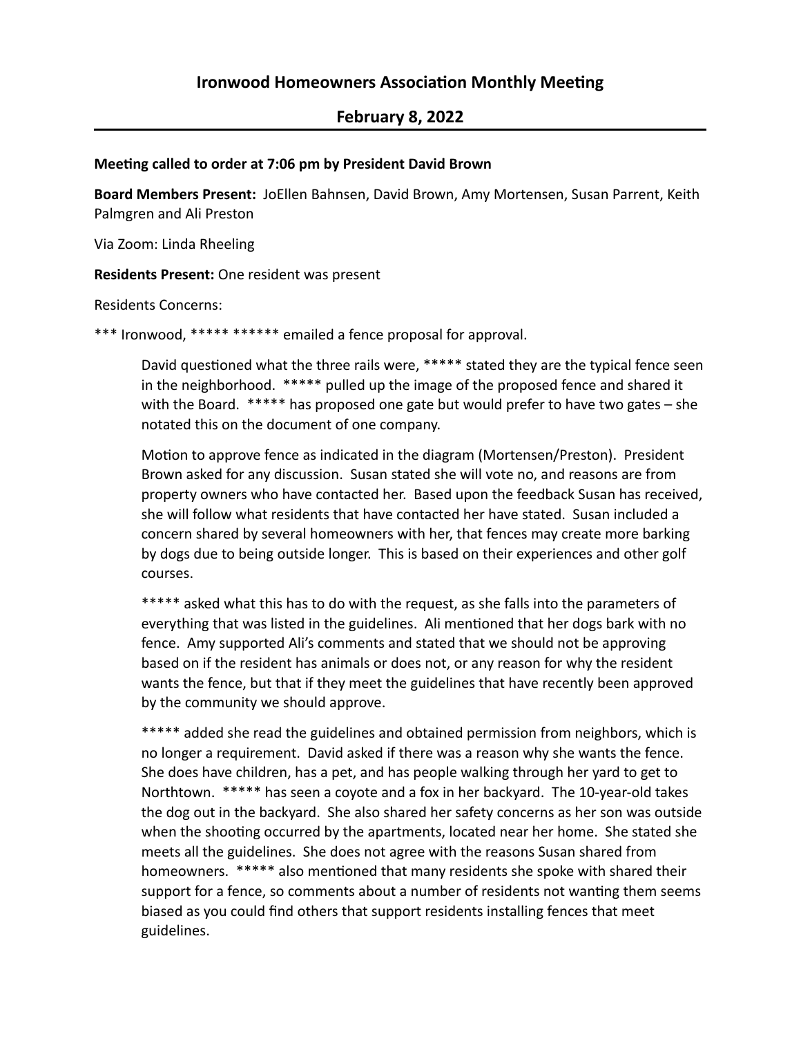# Ironwood Homeowners Association Monthly Meeting

## February 8, 2022

**Meeting called to order at 7:06 pm by President David Brown**

**Board Members Present:** JoEllen Bahnsen, David Brown, Amy Mortensen, Susan Parrent, Keith Palmgren and Ali Preston

Via Zoom: Linda Rheeling

**Residents Present:** One resident was present

Residents Concerns:

*** Ironwood, ***** ****** emailed a fence proposal for approval.

David questioned what the three rails were, ***** stated they are the typical fence seen in the neighborhood. ***** pulled up the image of the proposed fence and shared it with the Board. ***** has proposed one gate but would prefer to have two gates – she notated this on the document of one company.

Motion to approve fence as indicated in the diagram (Mortensen/Preston). President Brown asked for any discussion. Susan stated she will vote no, and reasons are from property owners who have contacted her. Based upon the feedback Susan has received, she will follow what residents that have contacted her have stated. Susan included a concern shared by several homeowners with her, that fences may create more barking by dogs due to being outside longer. This is based on their experiences and other golf courses.

***** asked what this has to do with the request, as she falls into the parameters of everything that was listed in the guidelines. Ali mentioned that her dogs bark with no fence. Amy supported Ali's comments and stated that we should not be approving based on if the resident has animals or does not, or any reason for why the resident wants the fence, but that if they meet the guidelines that have recently been approved by the community we should approve.

***** added she read the guidelines and obtained permission from neighbors, which is no longer a requirement. David asked if there was a reason why she wants the fence. She does have children, has a pet, and has people walking through her yard to get to Northtown. ***** has seen a coyote and a fox in her backyard. The 10-year-old takes the dog out in the backyard. She also shared her safety concerns as her son was outside when the shooting occurred by the apartments, located near her home. She stated she meets all the guidelines. She does not agree with the reasons Susan shared from homeowners. ***** also mentioned that many residents she spoke with shared their support for a fence, so comments about a number of residents not wanting them seems biased as you could find others that support residents installing fences that meet guidelines.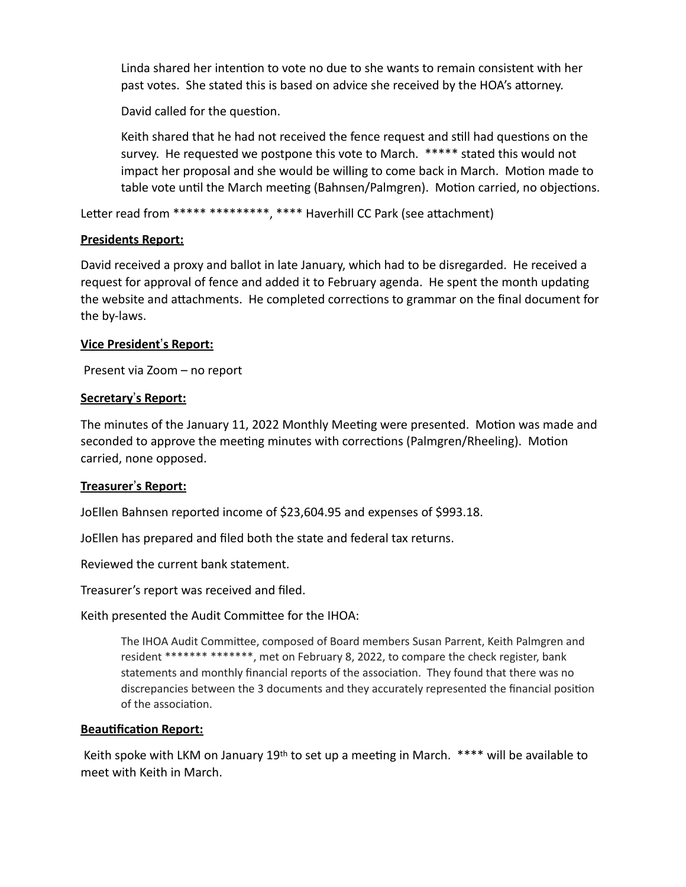Linda shared her intention to vote no due to she wants to remain consistent with her past votes. She stated this is based on advice she received by the HOA's attorney.

David called for the question.

Keith shared that he had not received the fence request and still had questions on the survey. He requested we postpone this vote to March. ***** stated this would not impact her proposal and she would be willing to come back in March. Motion made to table vote until the March meeting (Bahnsen/Palmgren). Motion carried, no objections.

Letter read from ***** *********, **** Haverhill CC Park (see attachment)

**Presidents Report:**

David received a proxy and ballot in late January, which had to be disregarded. He received a request for approval of fence and added it to February agenda. He spent the month updating the website and attachments. He completed corrections to grammar on the final document for the by-laws.

**Vice President's Report:**

Present via Zoom – no report

**Secretary's Report:**

The minutes of the January 11, 2022 Monthly Meeting were presented. Motion was made and seconded to approve the meeting minutes with corrections (Palmgren/Rheeling). Motion carried, none opposed.

**Treasurer's Report:**

JoEllen Bahnsen reported income of $23,604.95 and expenses of $993.18.

JoEllen has prepared and filed both the state and federal tax returns.

Reviewed the current bank statement.

Treasurer's report was received and filed.

Keith presented the Audit Committee for the IHOA:

> The IHOA Audit Committee, composed of Board members Susan Parrent, Keith Palmgren and resident ******* *******, met on February 8, 2022, to compare the check register, bank statements and monthly financial reports of the association. They found that there was no discrepancies between the 3 documents and they accurately represented the financial position of the association.

**Beautification Report:**

Keith spoke with LKM on January 19th to set up a meeting in March. **** will be available to meet with Keith in March.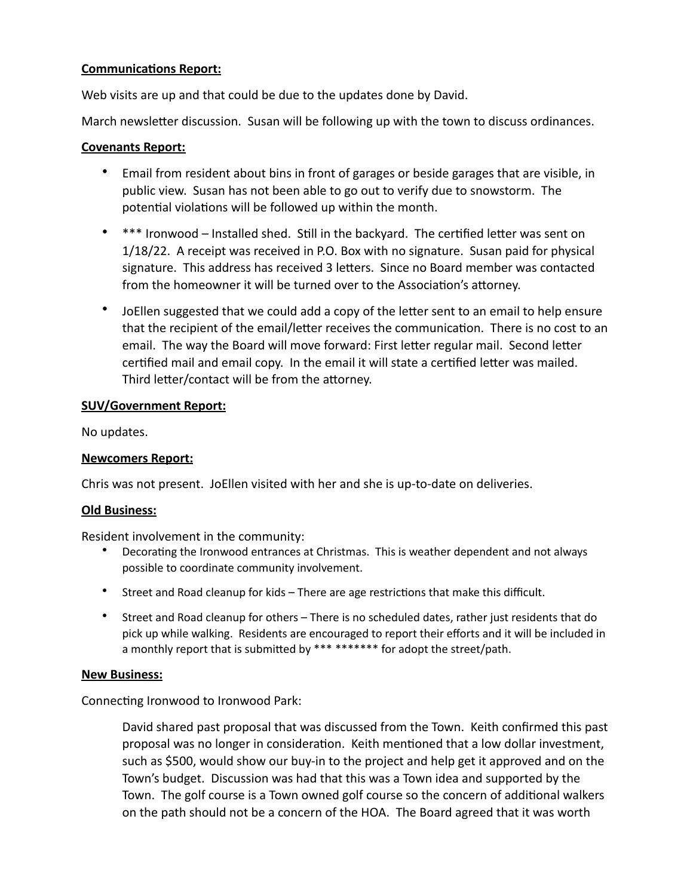**Communications Report:**

Web visits are up and that could be due to the updates done by David.

March newsletter discussion.  Susan will be following up with the town to discuss ordinances.

**Covenants Report:**

- Email from resident about bins in front of garages or beside garages that are visible, in public view.  Susan has not been able to go out to verify due to snowstorm.  The potential violations will be followed up within the month.
- *** Ironwood – Installed shed.  Still in the backyard.  The certified letter was sent on 1/18/22.  A receipt was received in P.O. Box with no signature.  Susan paid for physical signature.  This address has received 3 letters.  Since no Board member was contacted from the homeowner it will be turned over to the Association's attorney.
- JoEllen suggested that we could add a copy of the letter sent to an email to help ensure that the recipient of the email/letter receives the communication.  There is no cost to an email.  The way the Board will move forward: First letter regular mail.  Second letter certified mail and email copy.  In the email it will state a certified letter was mailed.  Third letter/contact will be from the attorney.

**SUV/Government Report:**

No updates.

**Newcomers Report:**

Chris was not present.  JoEllen visited with her and she is up-to-date on deliveries.

**Old Business:**

Resident involvement in the community:

- Decorating the Ironwood entrances at Christmas.  This is weather dependent and not always possible to coordinate community involvement.
- Street and Road cleanup for kids – There are age restrictions that make this difficult.
- Street and Road cleanup for others – There is no scheduled dates, rather just residents that do pick up while walking.  Residents are encouraged to report their efforts and it will be included in a monthly report that is submitted by *** ******* for adopt the street/path.

**New Business:**

Connecting Ironwood to Ironwood Park:

> David shared past proposal that was discussed from the Town.  Keith confirmed this past proposal was no longer in consideration.  Keith mentioned that a low dollar investment, such as $500, would show our buy-in to the project and help get it approved and on the Town's budget.  Discussion was had that this was a Town idea and supported by the Town.  The golf course is a Town owned golf course so the concern of additional walkers on the path should not be a concern of the HOA.  The Board agreed that it was worth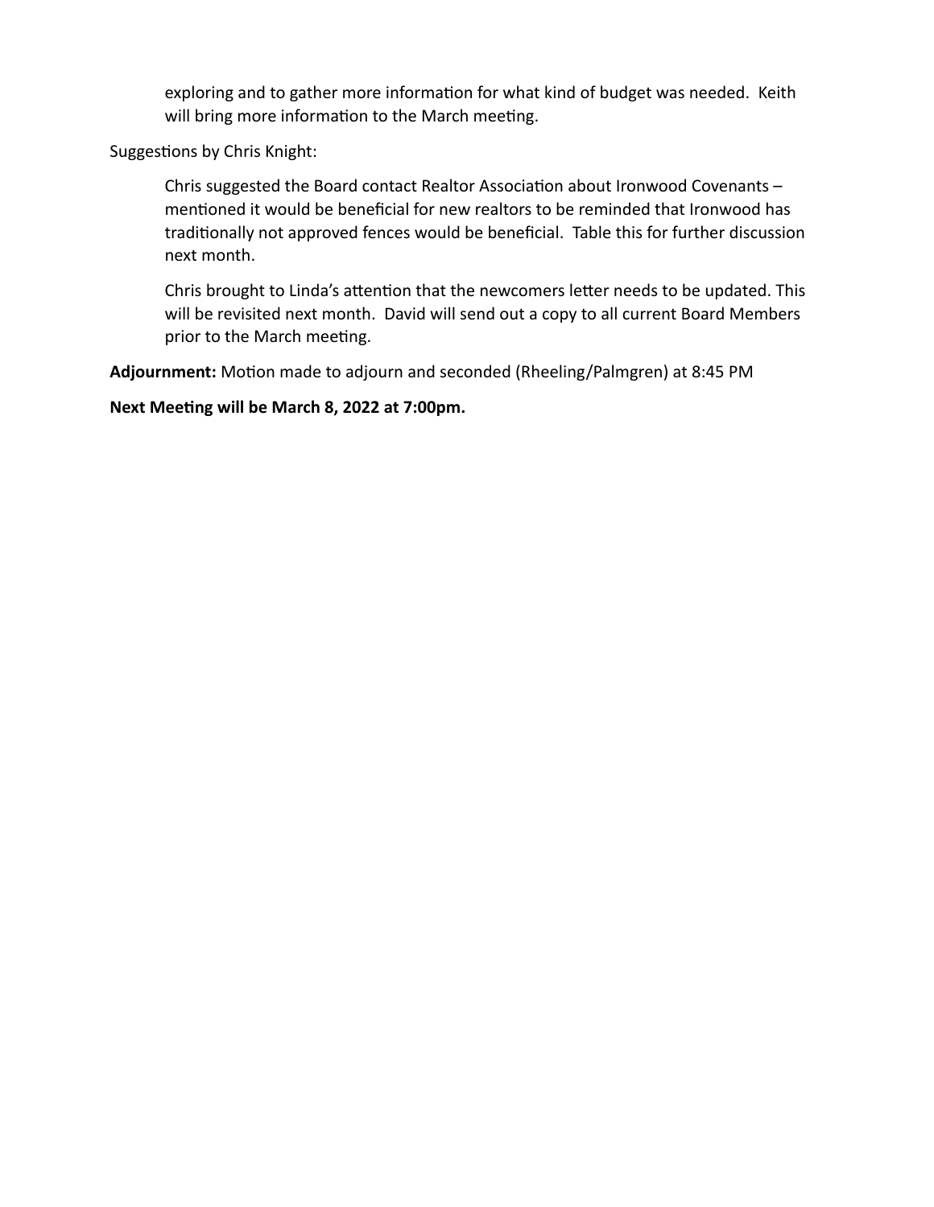exploring and to gather more information for what kind of budget was needed. Keith will bring more information to the March meeting.

Suggestions by Chris Knight:

Chris suggested the Board contact Realtor Association about Ironwood Covenants – mentioned it would be beneficial for new realtors to be reminded that Ironwood has traditionally not approved fences would be beneficial. Table this for further discussion next month.

Chris brought to Linda's attention that the newcomers letter needs to be updated. This will be revisited next month. David will send out a copy to all current Board Members prior to the March meeting.

**Adjournment:** Motion made to adjourn and seconded (Rheeling/Palmgren) at 8:45 PM

**Next Meeting will be March 8, 2022 at 7:00pm.**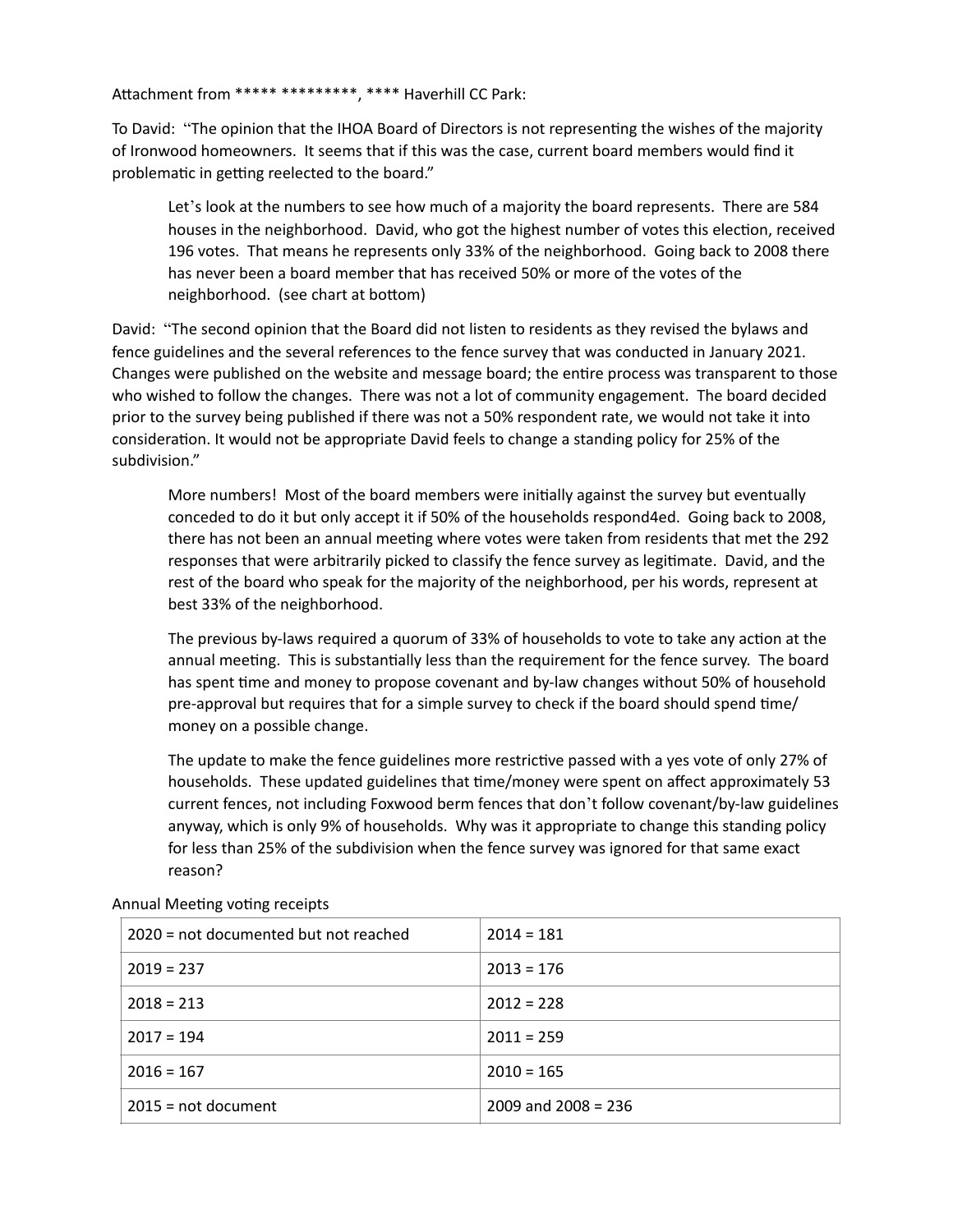Attachment from ***** *********, **** Haverhill CC Park:

To David: "The opinion that the IHOA Board of Directors is not representing the wishes of the majority of Ironwood homeowners. It seems that if this was the case, current board members would find it problematic in getting reelected to the board."

> Let's look at the numbers to see how much of a majority the board represents. There are 584 houses in the neighborhood. David, who got the highest number of votes this election, received 196 votes. That means he represents only 33% of the neighborhood. Going back to 2008 there has never been a board member that has received 50% or more of the votes of the neighborhood. (see chart at bottom)

David: "The second opinion that the Board did not listen to residents as they revised the bylaws and fence guidelines and the several references to the fence survey that was conducted in January 2021. Changes were published on the website and message board; the entire process was transparent to those who wished to follow the changes. There was not a lot of community engagement. The board decided prior to the survey being published if there was not a 50% respondent rate, we would not take it into consideration. It would not be appropriate David feels to change a standing policy for 25% of the subdivision."

> More numbers! Most of the board members were initially against the survey but eventually conceded to do it but only accept it if 50% of the households respond4ed. Going back to 2008, there has not been an annual meeting where votes were taken from residents that met the 292 responses that were arbitrarily picked to classify the fence survey as legitimate. David, and the rest of the board who speak for the majority of the neighborhood, per his words, represent at best 33% of the neighborhood.
>
> The previous by-laws required a quorum of 33% of households to vote to take any action at the annual meeting. This is substantially less than the requirement for the fence survey. The board has spent time and money to propose covenant and by-law changes without 50% of household pre-approval but requires that for a simple survey to check if the board should spend time/ money on a possible change.
>
> The update to make the fence guidelines more restrictive passed with a yes vote of only 27% of households. These updated guidelines that time/money were spent on affect approximately 53 current fences, not including Foxwood berm fences that don't follow covenant/by-law guidelines anyway, which is only 9% of households. Why was it appropriate to change this standing policy for less than 25% of the subdivision when the fence survey was ignored for that same exact reason?

Annual Meeting voting receipts

| | |
|---|---|
| 2020 = not documented but not reached | 2014 = 181 |
| 2019 = 237 | 2013 = 176 |
| 2018 = 213 | 2012 = 228 |
| 2017 = 194 | 2011 = 259 |
| 2016 = 167 | 2010 = 165 |
| 2015 = not document | 2009 and 2008 = 236 |